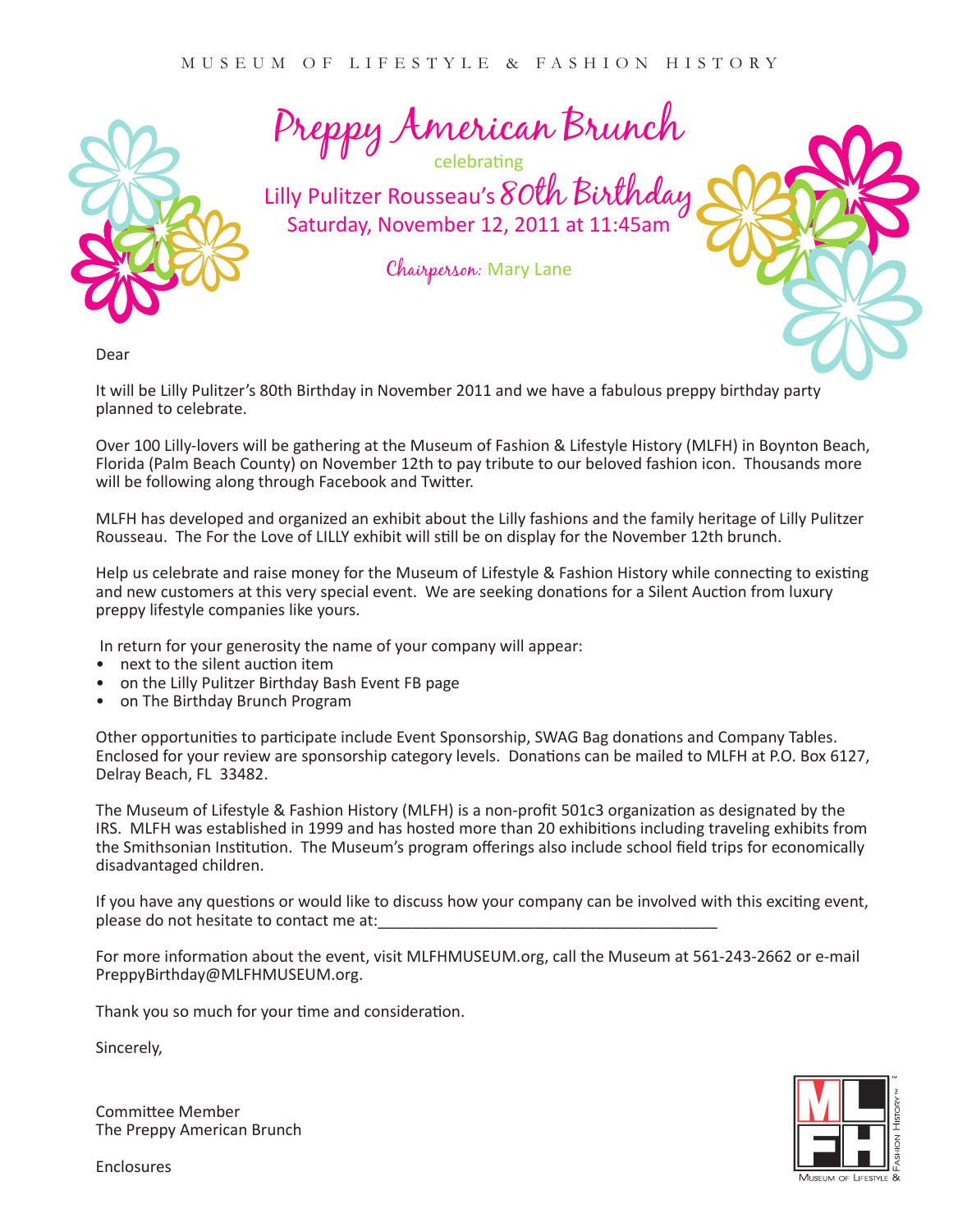MUSEUM OF LIFESTYLE & FASHION HISTORY

# Preppy American Brunch

celebrating

## Lilly Pulitzer Rousseau's 80th Birthday

Saturday, November 12, 2011 at 11:45am

*Chairperson:* Mary Lane

Dear

It will be Lilly Pulitzer's 80th Birthday in November 2011 and we have a fabulous preppy birthday party planned to celebrate.

Over 100 Lilly-lovers will be gathering at the Museum of Fashion & Lifestyle History (MLFH) in Boynton Beach, Florida (Palm Beach County) on November 12th to pay tribute to our beloved fashion icon. Thousands more will be following along through Facebook and Twitter.

MLFH has developed and organized an exhibit about the Lilly fashions and the family heritage of Lilly Pulitzer Rousseau. The For the Love of LILLY exhibit will still be on display for the November 12th brunch.

Help us celebrate and raise money for the Museum of Lifestyle & Fashion History while connecting to existing and new customers at this very special event. We are seeking donations for a Silent Auction from luxury preppy lifestyle companies like yours.

In return for your generosity the name of your company will appear:

- next to the silent auction item
- on the Lilly Pulitzer Birthday Bash Event FB page
- on The Birthday Brunch Program

Other opportunities to participate include Event Sponsorship, SWAG Bag donations and Company Tables. Enclosed for your review are sponsorship category levels. Donations can be mailed to MLFH at P.O. Box 6127, Delray Beach, FL 33482.

The Museum of Lifestyle & Fashion History (MLFH) is a non-profit 501c3 organization as designated by the IRS. MLFH was established in 1999 and has hosted more than 20 exhibitions including traveling exhibits from the Smithsonian Institution. The Museum's program offerings also include school field trips for economically disadvantaged children.

If you have any questions or would like to discuss how your company can be involved with this exciting event, please do not hesitate to contact me at:_______________________________________

For more information about the event, visit MLFHMUSEUM.org, call the Museum at 561-243-2662 or e-mail PreppyBirthday@MLFHMUSEUM.org.

Thank you so much for your time and consideration.

Sincerely,

Committee Member
The Preppy American Brunch

Enclosures

MLFH Museum of Lifestyle & Fashion History™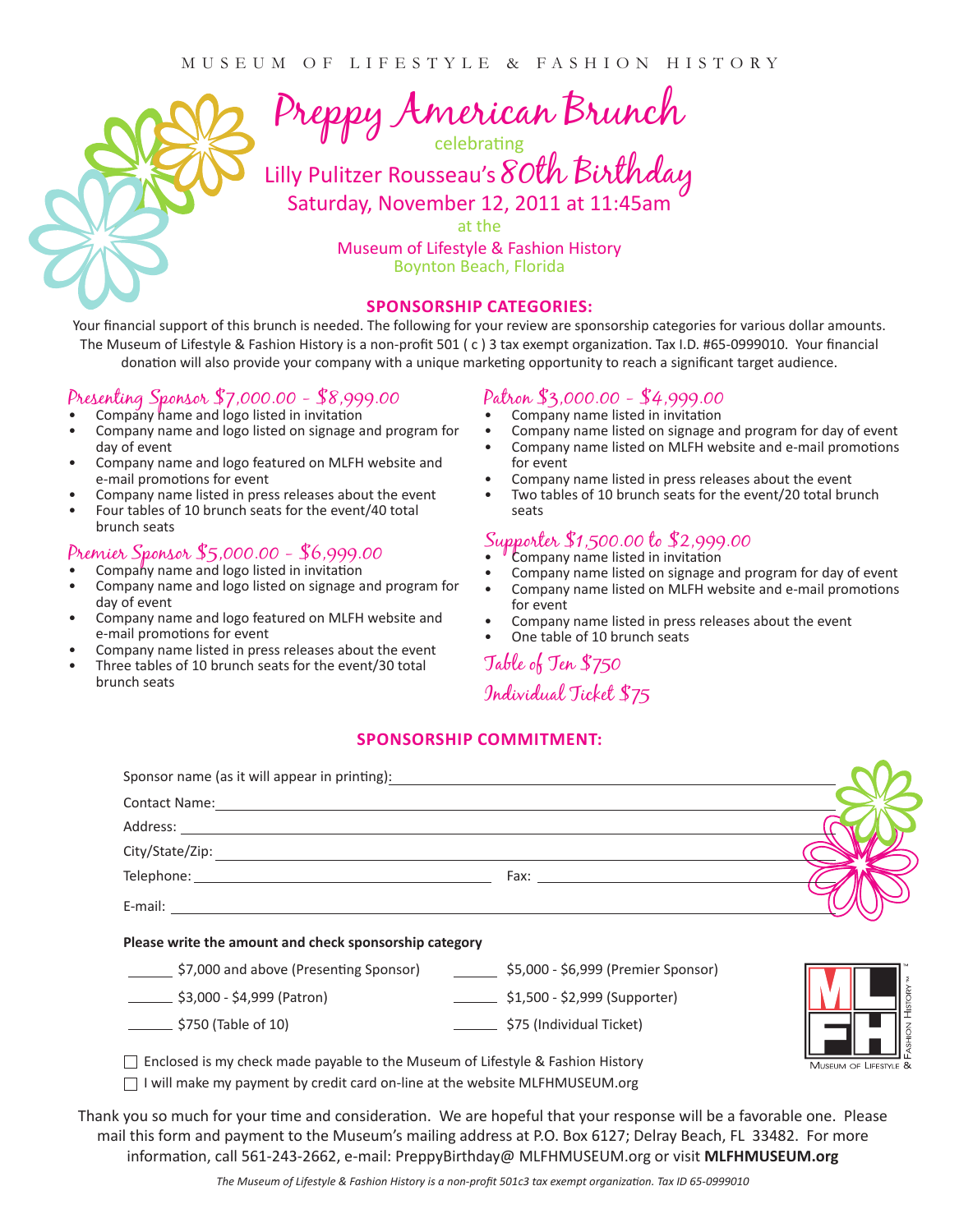MUSEUM OF LIFESTYLE & FASHION HISTORY

# Preppy American Brunch

celebrating

## Lilly Pulitzer Rousseau's 80th Birthday

Saturday, November 12, 2011 at 11:45am

at the

Museum of Lifestyle & Fashion History

Boynton Beach, Florida

### SPONSORSHIP CATEGORIES:

Your financial support of this brunch is needed. The following for your review are sponsorship categories for various dollar amounts. The Museum of Lifestyle & Fashion History is a non-profit 501 ( c ) 3 tax exempt organization. Tax I.D. #65-0999010. Your financial donation will also provide your company with a unique marketing opportunity to reach a significant target audience.

### Presenting Sponsor $7,000.00 - $8,999.00

- Company name and logo listed in invitation
- Company name and logo listed on signage and program for day of event
- Company name and logo featured on MLFH website and e-mail promotions for event
- Company name listed in press releases about the event
- Four tables of 10 brunch seats for the event/40 total brunch seats

### Premier Sponsor $5,000.00 - $6,999.00

- Company name and logo listed in invitation
- Company name and logo listed on signage and program for day of event
- Company name and logo featured on MLFH website and e-mail promotions for event
- Company name listed in press releases about the event
- Three tables of 10 brunch seats for the event/30 total brunch seats

### Patron $3,000.00 - $4,999.00

- Company name listed in invitation
- Company name listed on signage and program for day of event
- Company name listed on MLFH website and e-mail promotions for event
- Company name listed in press releases about the event
- Two tables of 10 brunch seats for the event/20 total brunch seats

### Supporter $1,500.00 to $2,999.00

- Company name listed in invitation
- Company name listed on signage and program for day of event
- Company name listed on MLFH website and e-mail promotions for event
- Company name listed in press releases about the event
- One table of 10 brunch seats

### Table of Ten $750

### Individual Ticket $75

### SPONSORSHIP COMMITMENT:

Sponsor name (as it will appear in printing): ______________________________

Contact Name: ______________________________

Address: ______________________________

City/State/Zip: ______________________________

Telephone: ____________________ Fax: ____________________

E-mail: ______________________________

**Please write the amount and check sponsorship category**

______ $7,000 and above (Presenting Sponsor) ______ $5,000 - $6,999 (Premier Sponsor)

______ $3,000 - $4,999 (Patron) ______ $1,500 - $2,999 (Supporter)

______ $750 (Table of 10) ______ $75 (Individual Ticket)

☐ Enclosed is my check made payable to the Museum of Lifestyle & Fashion History

☐ I will make my payment by credit card on-line at the website MLFHMUSEUM.org

MLFH Museum of Lifestyle & Fashion History™

Thank you so much for your time and consideration. We are hopeful that your response will be a favorable one. Please mail this form and payment to the Museum's mailing address at P.O. Box 6127; Delray Beach, FL 33482. For more information, call 561-243-2662, e-mail: PreppyBirthday@ MLFHMUSEUM.org or visit **MLFHMUSEUM.org**

*The Museum of Lifestyle & Fashion History is a non-profit 501c3 tax exempt organization. Tax ID 65-0999010*